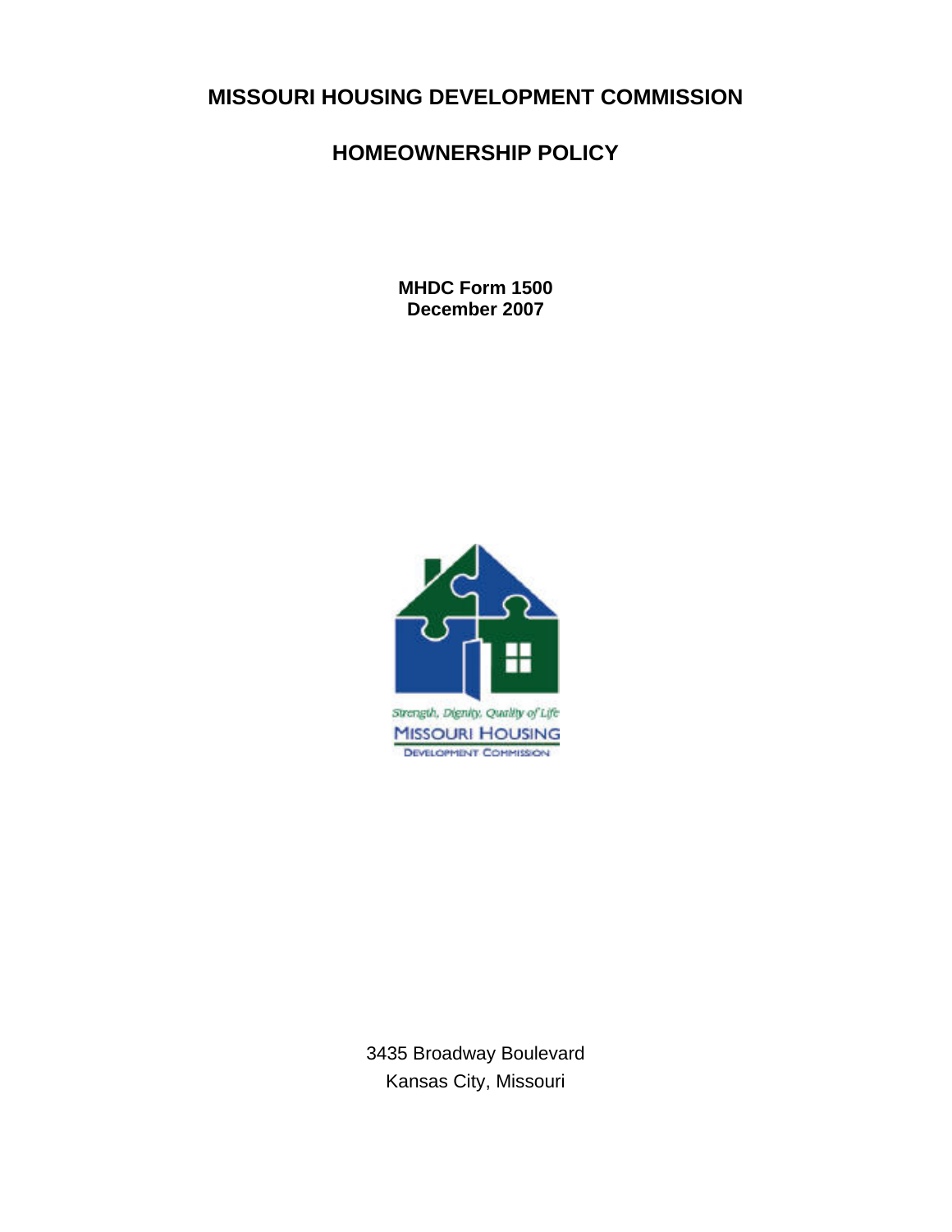# MISSOURI HOUSING DEVELOPMENT COMMISSION

## HOMEOWNERSHIP POLICY

**MHDC Form 1500**
**December 2007**

3435 Broadway Boulevard
Kansas City, Missouri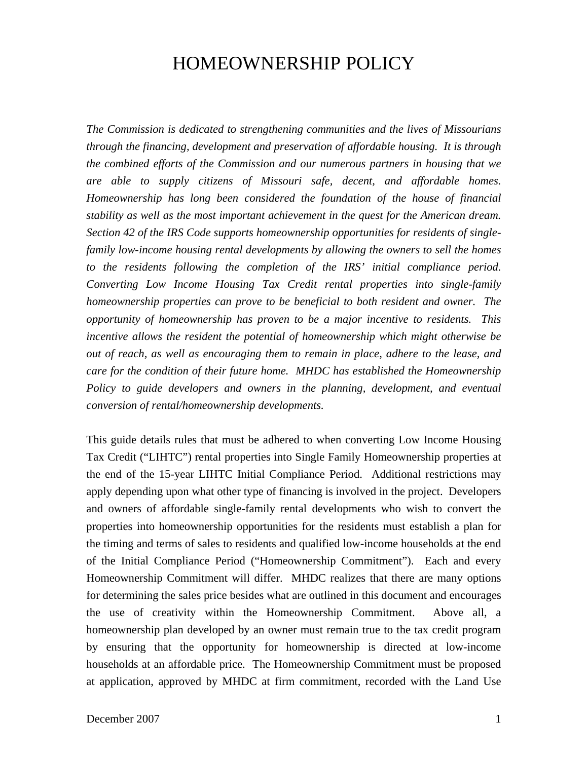# HOMEOWNERSHIP POLICY

*The Commission is dedicated to strengthening communities and the lives of Missourians through the financing, development and preservation of affordable housing. It is through the combined efforts of the Commission and our numerous partners in housing that we are able to supply citizens of Missouri safe, decent, and affordable homes. Homeownership has long been considered the foundation of the house of financial stability as well as the most important achievement in the quest for the American dream. Section 42 of the IRS Code supports homeownership opportunities for residents of single-family low-income housing rental developments by allowing the owners to sell the homes to the residents following the completion of the IRS' initial compliance period. Converting Low Income Housing Tax Credit rental properties into single-family homeownership properties can prove to be beneficial to both resident and owner. The opportunity of homeownership has proven to be a major incentive to residents. This incentive allows the resident the potential of homeownership which might otherwise be out of reach, as well as encouraging them to remain in place, adhere to the lease, and care for the condition of their future home. MHDC has established the Homeownership Policy to guide developers and owners in the planning, development, and eventual conversion of rental/homeownership developments.*

This guide details rules that must be adhered to when converting Low Income Housing Tax Credit ("LIHTC") rental properties into Single Family Homeownership properties at the end of the 15-year LIHTC Initial Compliance Period. Additional restrictions may apply depending upon what other type of financing is involved in the project. Developers and owners of affordable single-family rental developments who wish to convert the properties into homeownership opportunities for the residents must establish a plan for the timing and terms of sales to residents and qualified low-income households at the end of the Initial Compliance Period ("Homeownership Commitment"). Each and every Homeownership Commitment will differ. MHDC realizes that there are many options for determining the sales price besides what are outlined in this document and encourages the use of creativity within the Homeownership Commitment. Above all, a homeownership plan developed by an owner must remain true to the tax credit program by ensuring that the opportunity for homeownership is directed at low-income households at an affordable price. The Homeownership Commitment must be proposed at application, approved by MHDC at firm commitment, recorded with the Land Use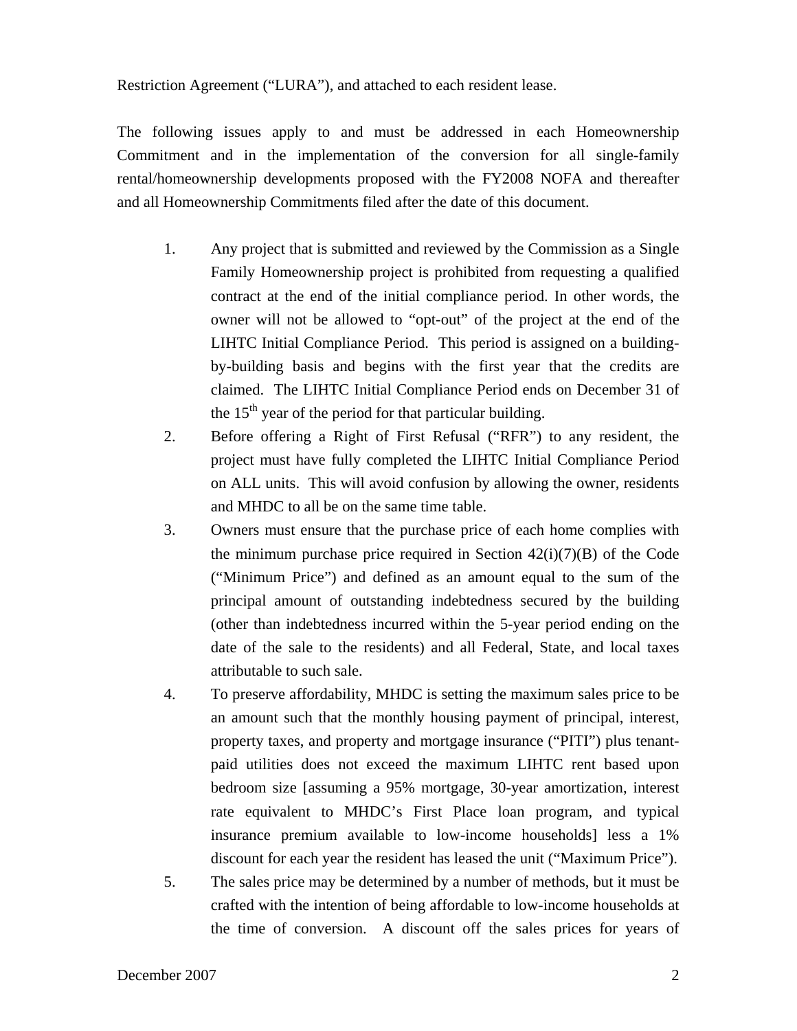Restriction Agreement ("LURA"), and attached to each resident lease.

The following issues apply to and must be addressed in each Homeownership Commitment and in the implementation of the conversion for all single-family rental/homeownership developments proposed with the FY2008 NOFA and thereafter and all Homeownership Commitments filed after the date of this document.

1. Any project that is submitted and reviewed by the Commission as a Single Family Homeownership project is prohibited from requesting a qualified contract at the end of the initial compliance period. In other words, the owner will not be allowed to "opt-out" of the project at the end of the LIHTC Initial Compliance Period. This period is assigned on a building-by-building basis and begins with the first year that the credits are claimed. The LIHTC Initial Compliance Period ends on December 31 of the 15th year of the period for that particular building.
2. Before offering a Right of First Refusal ("RFR") to any resident, the project must have fully completed the LIHTC Initial Compliance Period on ALL units. This will avoid confusion by allowing the owner, residents and MHDC to all be on the same time table.
3. Owners must ensure that the purchase price of each home complies with the minimum purchase price required in Section 42(i)(7)(B) of the Code ("Minimum Price") and defined as an amount equal to the sum of the principal amount of outstanding indebtedness secured by the building (other than indebtedness incurred within the 5-year period ending on the date of the sale to the residents) and all Federal, State, and local taxes attributable to such sale.
4. To preserve affordability, MHDC is setting the maximum sales price to be an amount such that the monthly housing payment of principal, interest, property taxes, and property and mortgage insurance ("PITI") plus tenant-paid utilities does not exceed the maximum LIHTC rent based upon bedroom size [assuming a 95% mortgage, 30-year amortization, interest rate equivalent to MHDC's First Place loan program, and typical insurance premium available to low-income households] less a 1% discount for each year the resident has leased the unit ("Maximum Price").
5. The sales price may be determined by a number of methods, but it must be crafted with the intention of being affordable to low-income households at the time of conversion. A discount off the sales prices for years of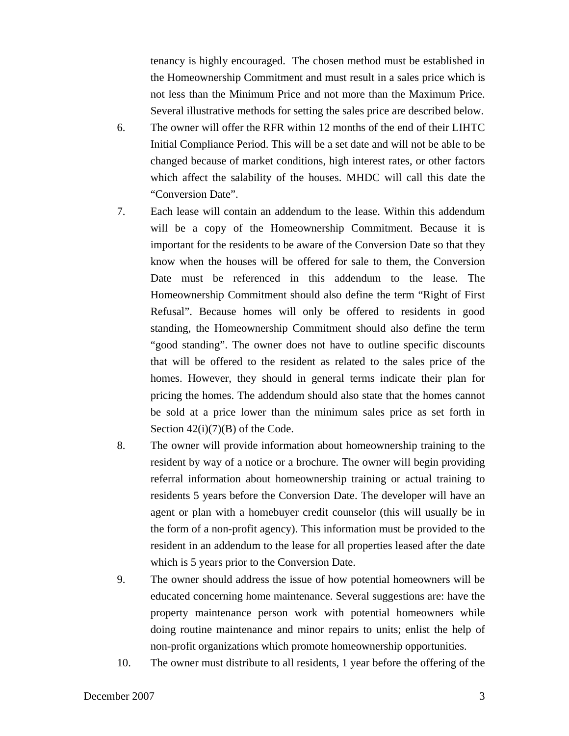tenancy is highly encouraged. The chosen method must be established in the Homeownership Commitment and must result in a sales price which is not less than the Minimum Price and not more than the Maximum Price. Several illustrative methods for setting the sales price are described below.

6. The owner will offer the RFR within 12 months of the end of their LIHTC Initial Compliance Period. This will be a set date and will not be able to be changed because of market conditions, high interest rates, or other factors which affect the salability of the houses. MHDC will call this date the "Conversion Date".

7. Each lease will contain an addendum to the lease. Within this addendum will be a copy of the Homeownership Commitment. Because it is important for the residents to be aware of the Conversion Date so that they know when the houses will be offered for sale to them, the Conversion Date must be referenced in this addendum to the lease. The Homeownership Commitment should also define the term "Right of First Refusal". Because homes will only be offered to residents in good standing, the Homeownership Commitment should also define the term "good standing". The owner does not have to outline specific discounts that will be offered to the resident as related to the sales price of the homes. However, they should in general terms indicate their plan for pricing the homes. The addendum should also state that the homes cannot be sold at a price lower than the minimum sales price as set forth in Section 42(i)(7)(B) of the Code.

8. The owner will provide information about homeownership training to the resident by way of a notice or a brochure. The owner will begin providing referral information about homeownership training or actual training to residents 5 years before the Conversion Date. The developer will have an agent or plan with a homebuyer credit counselor (this will usually be in the form of a non-profit agency). This information must be provided to the resident in an addendum to the lease for all properties leased after the date which is 5 years prior to the Conversion Date.

9. The owner should address the issue of how potential homeowners will be educated concerning home maintenance. Several suggestions are: have the property maintenance person work with potential homeowners while doing routine maintenance and minor repairs to units; enlist the help of non-profit organizations which promote homeownership opportunities.

10. The owner must distribute to all residents, 1 year before the offering of the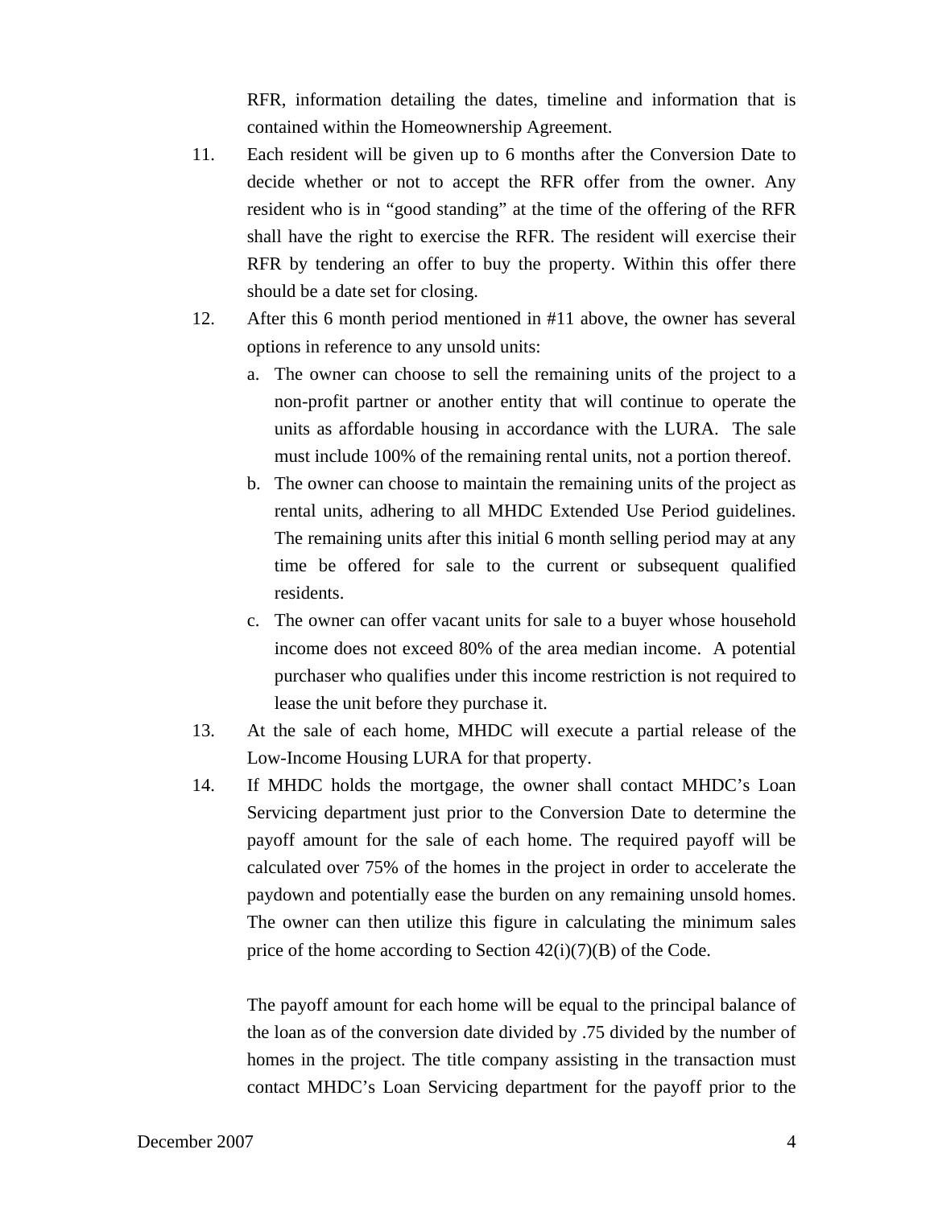RFR, information detailing the dates, timeline and information that is contained within the Homeownership Agreement.

11. Each resident will be given up to 6 months after the Conversion Date to decide whether or not to accept the RFR offer from the owner. Any resident who is in "good standing" at the time of the offering of the RFR shall have the right to exercise the RFR. The resident will exercise their RFR by tendering an offer to buy the property. Within this offer there should be a date set for closing.

12. After this 6 month period mentioned in #11 above, the owner has several options in reference to any unsold units:

    a. The owner can choose to sell the remaining units of the project to a non-profit partner or another entity that will continue to operate the units as affordable housing in accordance with the LURA. The sale must include 100% of the remaining rental units, not a portion thereof.

    b. The owner can choose to maintain the remaining units of the project as rental units, adhering to all MHDC Extended Use Period guidelines. The remaining units after this initial 6 month selling period may at any time be offered for sale to the current or subsequent qualified residents.

    c. The owner can offer vacant units for sale to a buyer whose household income does not exceed 80% of the area median income. A potential purchaser who qualifies under this income restriction is not required to lease the unit before they purchase it.

13. At the sale of each home, MHDC will execute a partial release of the Low-Income Housing LURA for that property.

14. If MHDC holds the mortgage, the owner shall contact MHDC's Loan Servicing department just prior to the Conversion Date to determine the payoff amount for the sale of each home. The required payoff will be calculated over 75% of the homes in the project in order to accelerate the paydown and potentially ease the burden on any remaining unsold homes. The owner can then utilize this figure in calculating the minimum sales price of the home according to Section 42(i)(7)(B) of the Code.

    The payoff amount for each home will be equal to the principal balance of the loan as of the conversion date divided by .75 divided by the number of homes in the project. The title company assisting in the transaction must contact MHDC's Loan Servicing department for the payoff prior to the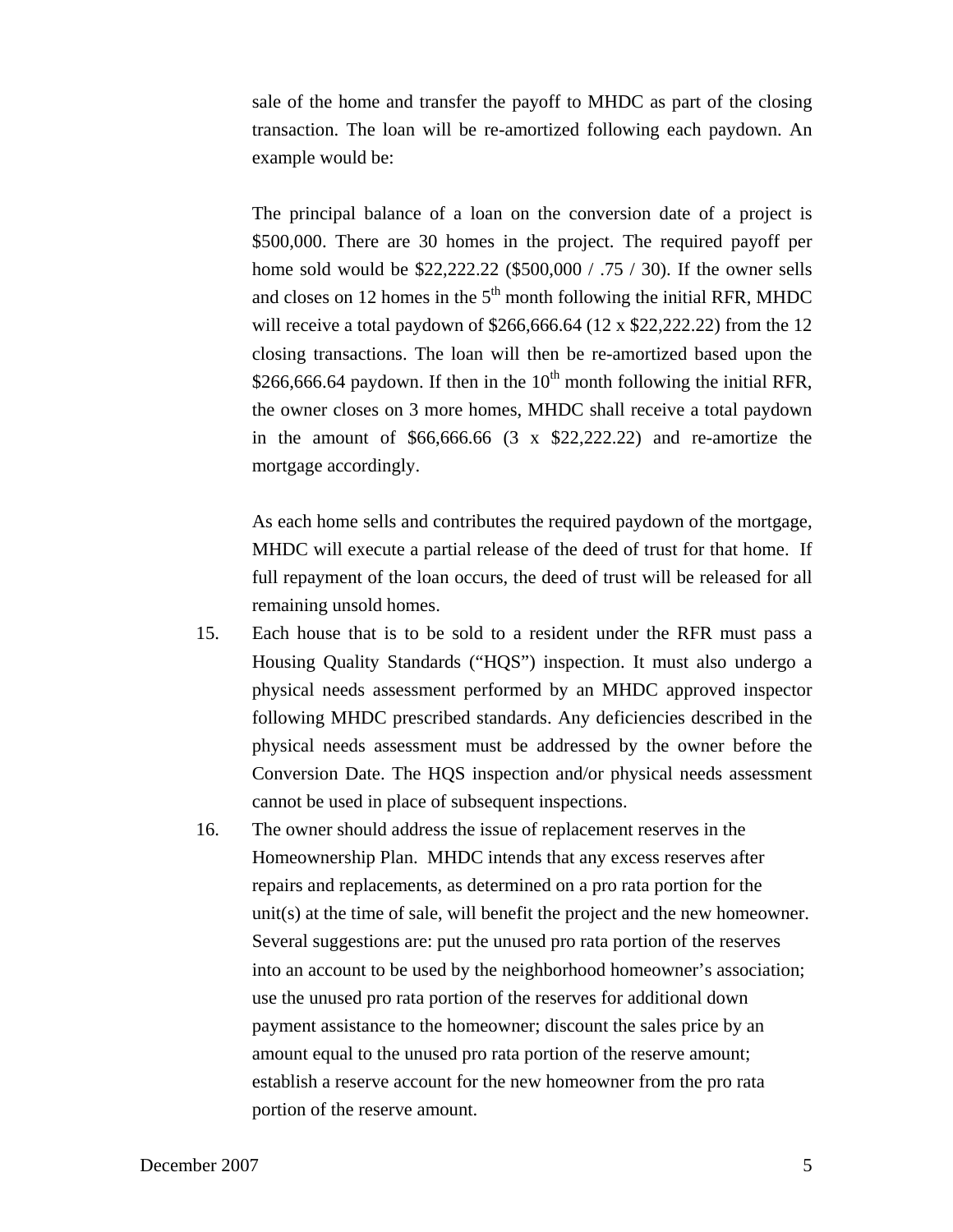sale of the home and transfer the payoff to MHDC as part of the closing transaction. The loan will be re-amortized following each paydown. An example would be:

The principal balance of a loan on the conversion date of a project is \$500,000. There are 30 homes in the project. The required payoff per home sold would be \$22,222.22 (\$500,000 / .75 / 30). If the owner sells and closes on 12 homes in the 5th month following the initial RFR, MHDC will receive a total paydown of \$266,666.64 (12 x \$22,222.22) from the 12 closing transactions. The loan will then be re-amortized based upon the \$266,666.64 paydown. If then in the 10th month following the initial RFR, the owner closes on 3 more homes, MHDC shall receive a total paydown in the amount of \$66,666.66 (3 x \$22,222.22) and re-amortize the mortgage accordingly.

As each home sells and contributes the required paydown of the mortgage, MHDC will execute a partial release of the deed of trust for that home. If full repayment of the loan occurs, the deed of trust will be released for all remaining unsold homes.

15. Each house that is to be sold to a resident under the RFR must pass a Housing Quality Standards ("HQS") inspection. It must also undergo a physical needs assessment performed by an MHDC approved inspector following MHDC prescribed standards. Any deficiencies described in the physical needs assessment must be addressed by the owner before the Conversion Date. The HQS inspection and/or physical needs assessment cannot be used in place of subsequent inspections.

16. The owner should address the issue of replacement reserves in the Homeownership Plan. MHDC intends that any excess reserves after repairs and replacements, as determined on a pro rata portion for the unit(s) at the time of sale, will benefit the project and the new homeowner. Several suggestions are: put the unused pro rata portion of the reserves into an account to be used by the neighborhood homeowner's association; use the unused pro rata portion of the reserves for additional down payment assistance to the homeowner; discount the sales price by an amount equal to the unused pro rata portion of the reserve amount; establish a reserve account for the new homeowner from the pro rata portion of the reserve amount.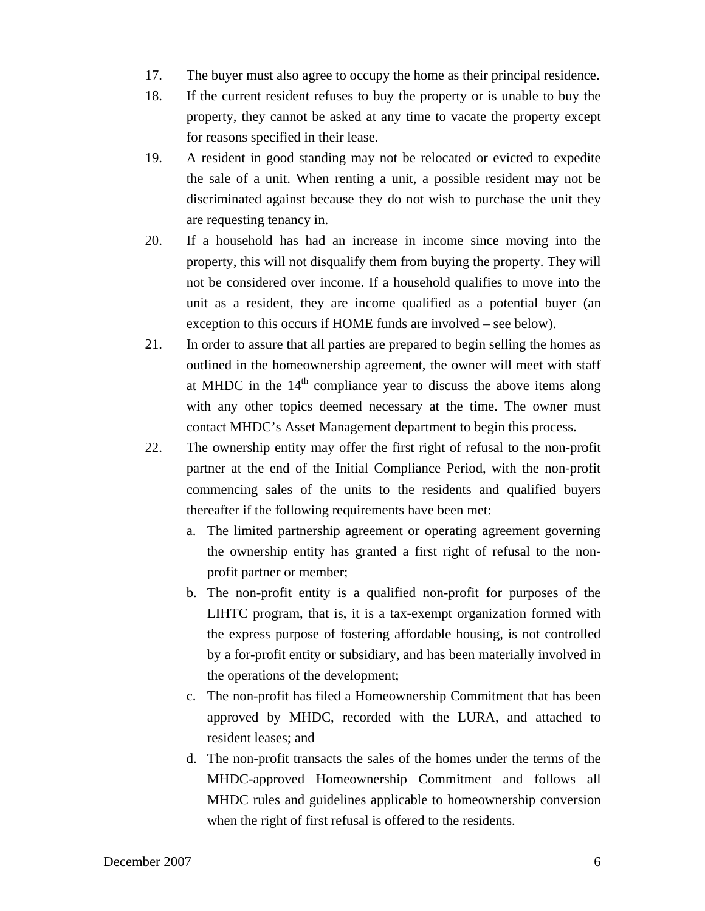17. The buyer must also agree to occupy the home as their principal residence.
18. If the current resident refuses to buy the property or is unable to buy the property, they cannot be asked at any time to vacate the property except for reasons specified in their lease.
19. A resident in good standing may not be relocated or evicted to expedite the sale of a unit. When renting a unit, a possible resident may not be discriminated against because they do not wish to purchase the unit they are requesting tenancy in.
20. If a household has had an increase in income since moving into the property, this will not disqualify them from buying the property. They will not be considered over income. If a household qualifies to move into the unit as a resident, they are income qualified as a potential buyer (an exception to this occurs if HOME funds are involved – see below).
21. In order to assure that all parties are prepared to begin selling the homes as outlined in the homeownership agreement, the owner will meet with staff at MHDC in the 14th compliance year to discuss the above items along with any other topics deemed necessary at the time. The owner must contact MHDC's Asset Management department to begin this process.
22. The ownership entity may offer the first right of refusal to the non-profit partner at the end of the Initial Compliance Period, with the non-profit commencing sales of the units to the residents and qualified buyers thereafter if the following requirements have been met:
    a. The limited partnership agreement or operating agreement governing the ownership entity has granted a first right of refusal to the non-profit partner or member;
    b. The non-profit entity is a qualified non-profit for purposes of the LIHTC program, that is, it is a tax-exempt organization formed with the express purpose of fostering affordable housing, is not controlled by a for-profit entity or subsidiary, and has been materially involved in the operations of the development;
    c. The non-profit has filed a Homeownership Commitment that has been approved by MHDC, recorded with the LURA, and attached to resident leases; and
    d. The non-profit transacts the sales of the homes under the terms of the MHDC-approved Homeownership Commitment and follows all MHDC rules and guidelines applicable to homeownership conversion when the right of first refusal is offered to the residents.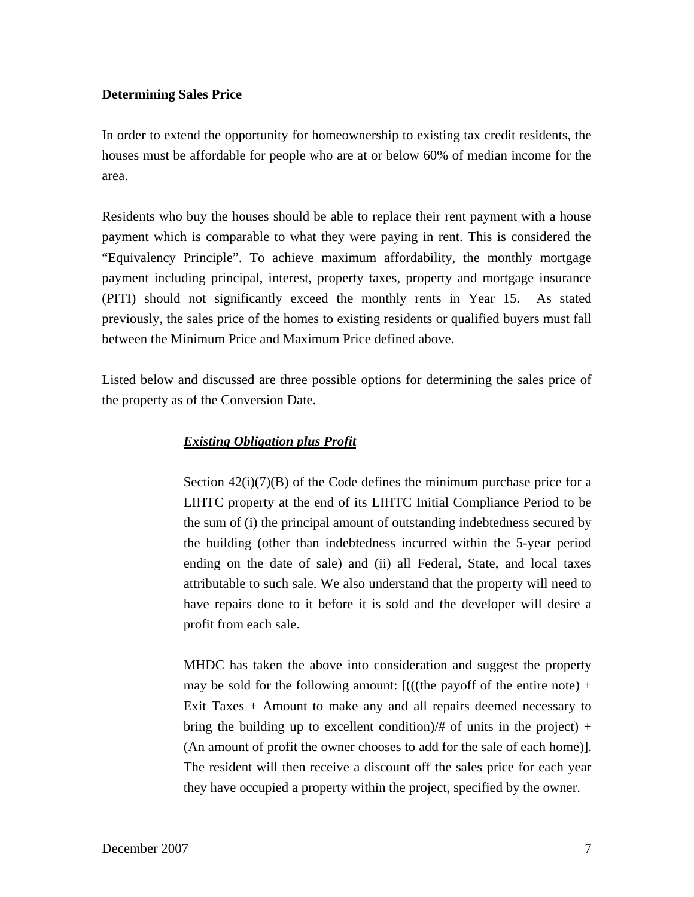**Determining Sales Price**

In order to extend the opportunity for homeownership to existing tax credit residents, the houses must be affordable for people who are at or below 60% of median income for the area.

Residents who buy the houses should be able to replace their rent payment with a house payment which is comparable to what they were paying in rent. This is considered the "Equivalency Principle". To achieve maximum affordability, the monthly mortgage payment including principal, interest, property taxes, property and mortgage insurance (PITI) should not significantly exceed the monthly rents in Year 15. As stated previously, the sales price of the homes to existing residents or qualified buyers must fall between the Minimum Price and Maximum Price defined above.

Listed below and discussed are three possible options for determining the sales price of the property as of the Conversion Date.

***Existing Obligation plus Profit***

Section 42(i)(7)(B) of the Code defines the minimum purchase price for a LIHTC property at the end of its LIHTC Initial Compliance Period to be the sum of (i) the principal amount of outstanding indebtedness secured by the building (other than indebtedness incurred within the 5-year period ending on the date of sale) and (ii) all Federal, State, and local taxes attributable to such sale. We also understand that the property will need to have repairs done to it before it is sold and the developer will desire a profit from each sale.

MHDC has taken the above into consideration and suggest the property may be sold for the following amount: [(((the payoff of the entire note) + Exit Taxes + Amount to make any and all repairs deemed necessary to bring the building up to excellent condition)/# of units in the project) + (An amount of profit the owner chooses to add for the sale of each home)]. The resident will then receive a discount off the sales price for each year they have occupied a property within the project, specified by the owner.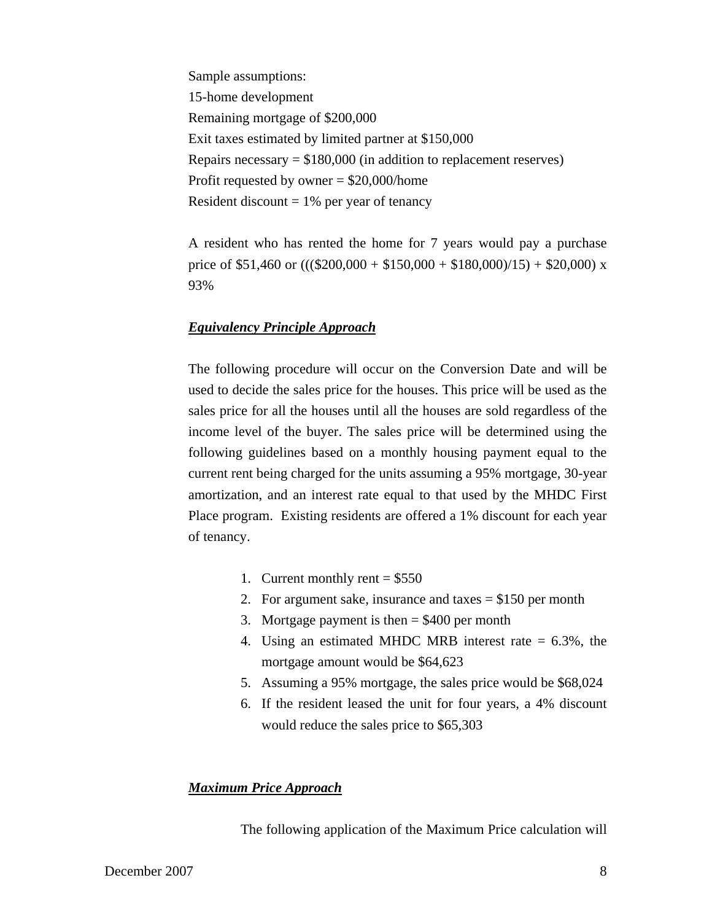Sample assumptions:
15-home development
Remaining mortgage of $200,000
Exit taxes estimated by limited partner at $150,000
Repairs necessary = $180,000 (in addition to replacement reserves)
Profit requested by owner = $20,000/home
Resident discount = 1% per year of tenancy

A resident who has rented the home for 7 years would pay a purchase price of $51,460 or ((($200,000 + $150,000 + $180,000)/15) + $20,000) x 93%

***Equivalency Principle Approach***

The following procedure will occur on the Conversion Date and will be used to decide the sales price for the houses. This price will be used as the sales price for all the houses until all the houses are sold regardless of the income level of the buyer. The sales price will be determined using the following guidelines based on a monthly housing payment equal to the current rent being charged for the units assuming a 95% mortgage, 30-year amortization, and an interest rate equal to that used by the MHDC First Place program. Existing residents are offered a 1% discount for each year of tenancy.

1. Current monthly rent = $550
2. For argument sake, insurance and taxes = $150 per month
3. Mortgage payment is then = $400 per month
4. Using an estimated MHDC MRB interest rate = 6.3%, the mortgage amount would be $64,623
5. Assuming a 95% mortgage, the sales price would be $68,024
6. If the resident leased the unit for four years, a 4% discount would reduce the sales price to $65,303

***Maximum Price Approach***

The following application of the Maximum Price calculation will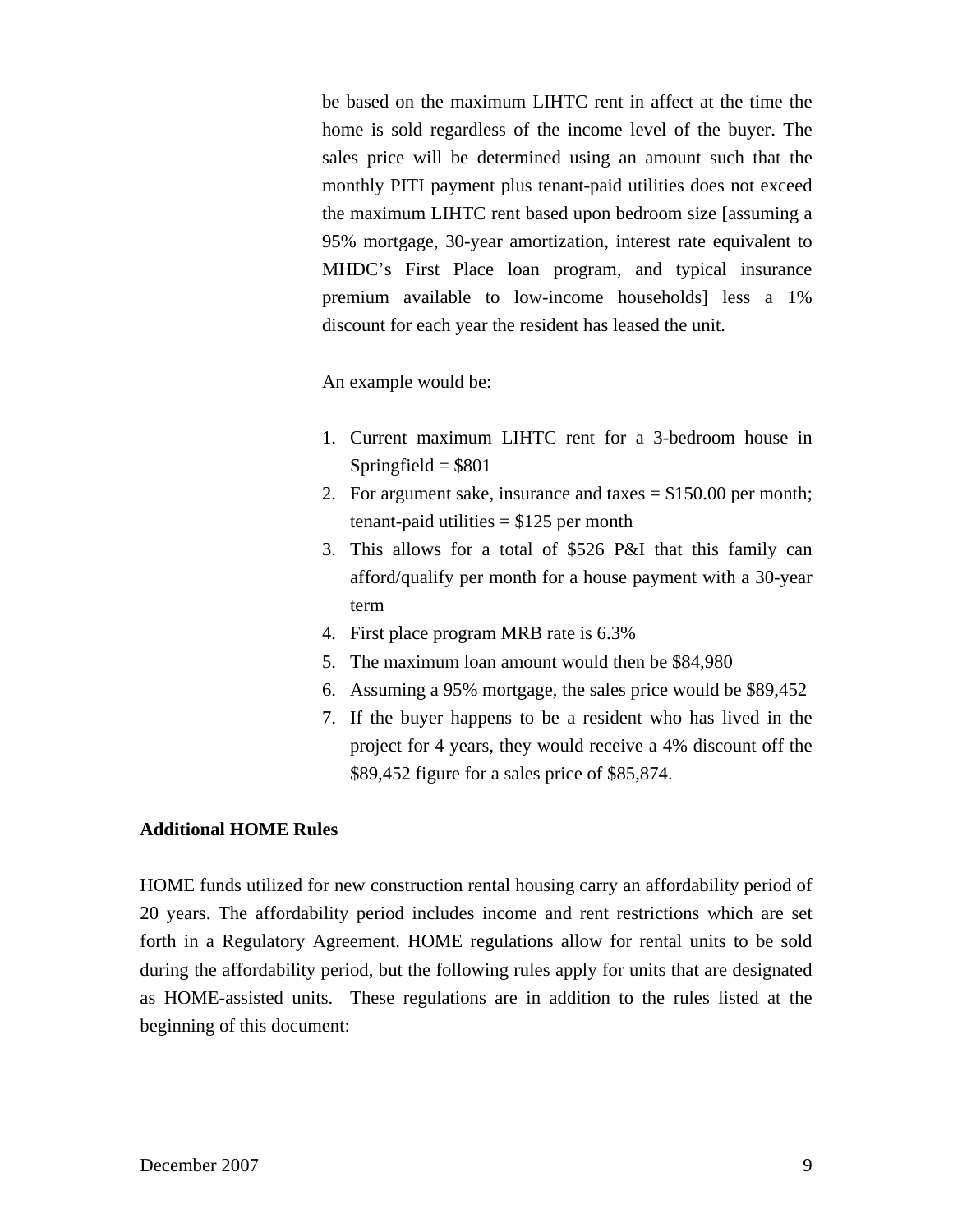be based on the maximum LIHTC rent in affect at the time the home is sold regardless of the income level of the buyer. The sales price will be determined using an amount such that the monthly PITI payment plus tenant-paid utilities does not exceed the maximum LIHTC rent based upon bedroom size [assuming a 95% mortgage, 30-year amortization, interest rate equivalent to MHDC's First Place loan program, and typical insurance premium available to low-income households] less a 1% discount for each year the resident has leased the unit.

An example would be:

1. Current maximum LIHTC rent for a 3-bedroom house in Springfield = $801
2. For argument sake, insurance and taxes = $150.00 per month; tenant-paid utilities = $125 per month
3. This allows for a total of $526 P&I that this family can afford/qualify per month for a house payment with a 30-year term
4. First place program MRB rate is 6.3%
5. The maximum loan amount would then be $84,980
6. Assuming a 95% mortgage, the sales price would be $89,452
7. If the buyer happens to be a resident who has lived in the project for 4 years, they would receive a 4% discount off the $89,452 figure for a sales price of $85,874.

**Additional HOME Rules**

HOME funds utilized for new construction rental housing carry an affordability period of 20 years. The affordability period includes income and rent restrictions which are set forth in a Regulatory Agreement. HOME regulations allow for rental units to be sold during the affordability period, but the following rules apply for units that are designated as HOME-assisted units. These regulations are in addition to the rules listed at the beginning of this document: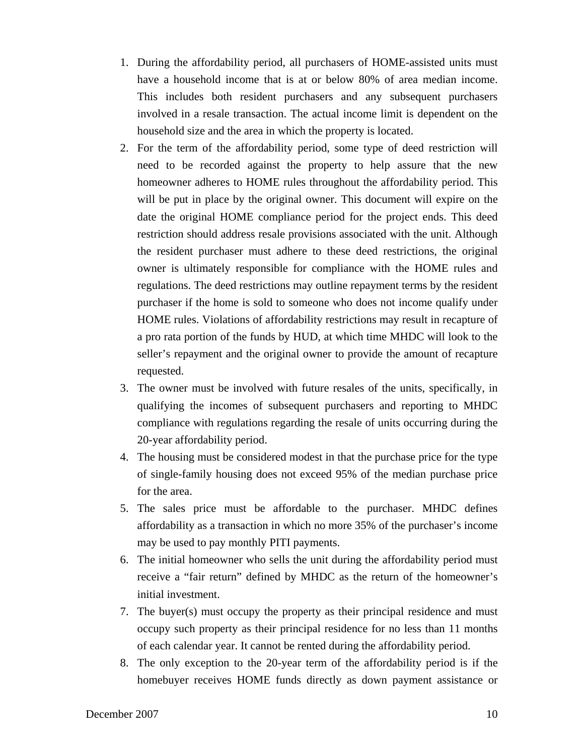1. During the affordability period, all purchasers of HOME-assisted units must have a household income that is at or below 80% of area median income. This includes both resident purchasers and any subsequent purchasers involved in a resale transaction. The actual income limit is dependent on the household size and the area in which the property is located.
2. For the term of the affordability period, some type of deed restriction will need to be recorded against the property to help assure that the new homeowner adheres to HOME rules throughout the affordability period. This will be put in place by the original owner. This document will expire on the date the original HOME compliance period for the project ends. This deed restriction should address resale provisions associated with the unit. Although the resident purchaser must adhere to these deed restrictions, the original owner is ultimately responsible for compliance with the HOME rules and regulations. The deed restrictions may outline repayment terms by the resident purchaser if the home is sold to someone who does not income qualify under HOME rules. Violations of affordability restrictions may result in recapture of a pro rata portion of the funds by HUD, at which time MHDC will look to the seller's repayment and the original owner to provide the amount of recapture requested.
3. The owner must be involved with future resales of the units, specifically, in qualifying the incomes of subsequent purchasers and reporting to MHDC compliance with regulations regarding the resale of units occurring during the 20-year affordability period.
4. The housing must be considered modest in that the purchase price for the type of single-family housing does not exceed 95% of the median purchase price for the area.
5. The sales price must be affordable to the purchaser. MHDC defines affordability as a transaction in which no more 35% of the purchaser's income may be used to pay monthly PITI payments.
6. The initial homeowner who sells the unit during the affordability period must receive a "fair return" defined by MHDC as the return of the homeowner's initial investment.
7. The buyer(s) must occupy the property as their principal residence and must occupy such property as their principal residence for no less than 11 months of each calendar year. It cannot be rented during the affordability period.
8. The only exception to the 20-year term of the affordability period is if the homebuyer receives HOME funds directly as down payment assistance or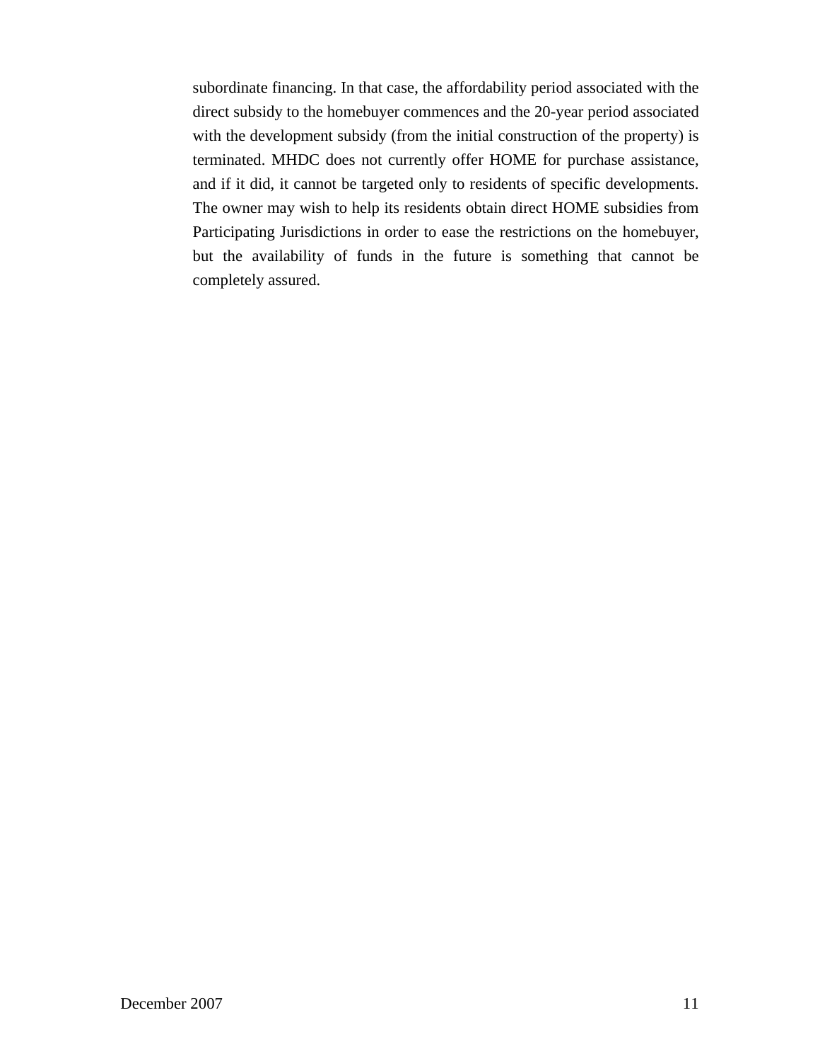subordinate financing. In that case, the affordability period associated with the direct subsidy to the homebuyer commences and the 20-year period associated with the development subsidy (from the initial construction of the property) is terminated. MHDC does not currently offer HOME for purchase assistance, and if it did, it cannot be targeted only to residents of specific developments. The owner may wish to help its residents obtain direct HOME subsidies from Participating Jurisdictions in order to ease the restrictions on the homebuyer, but the availability of funds in the future is something that cannot be completely assured.